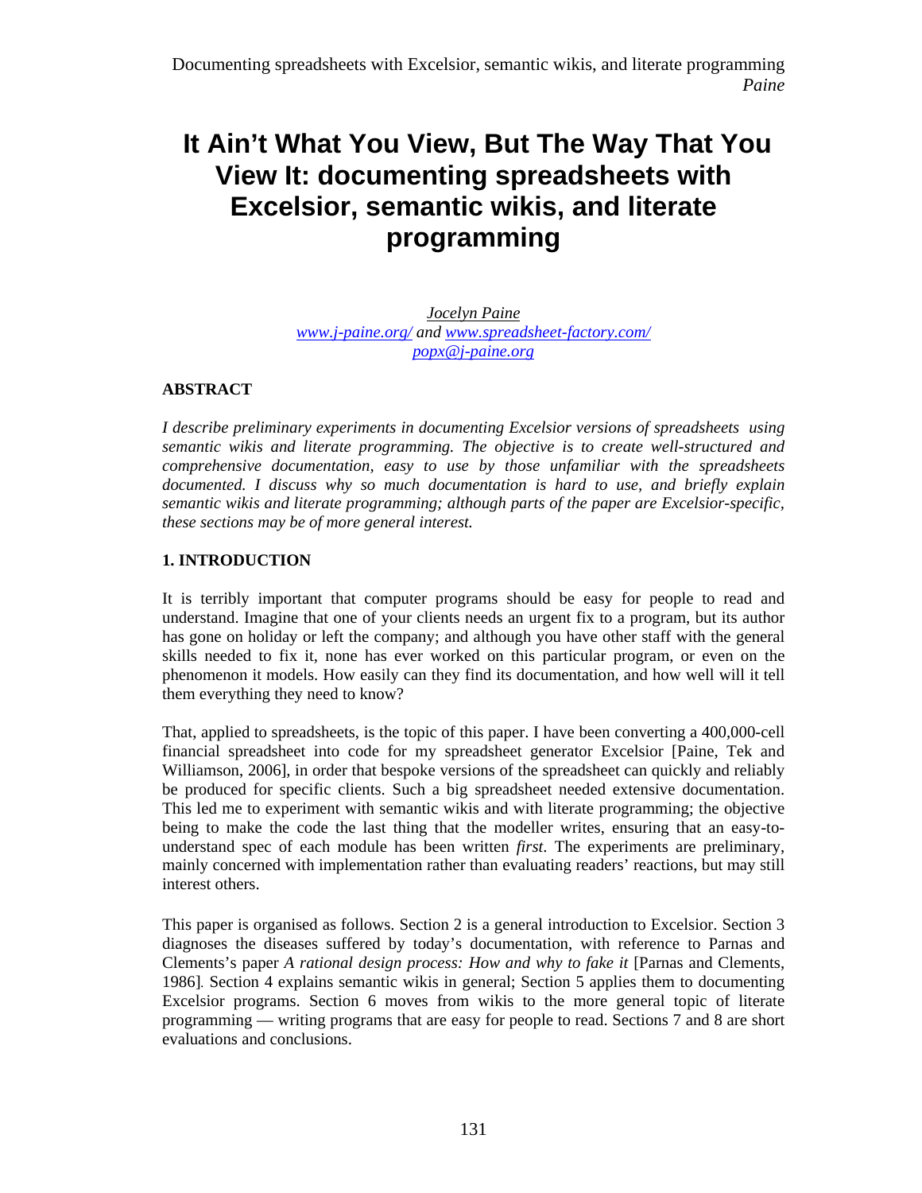# It Ain't What You View, But The Way That You View It: documenting spreadsheets with Excelsior, semantic wikis, and literate programming

*Jocelyn Paine*
*www.j-paine.org/ and www.spreadsheet-factory.com/*
*popx@j-paine.org*

**ABSTRACT**

*I describe preliminary experiments in documenting Excelsior versions of spreadsheets using semantic wikis and literate programming. The objective is to create well-structured and comprehensive documentation, easy to use by those unfamiliar with the spreadsheets documented. I discuss why so much documentation is hard to use, and briefly explain semantic wikis and literate programming; although parts of the paper are Excelsior-specific, these sections may be of more general interest.*

## 1. INTRODUCTION

It is terribly important that computer programs should be easy for people to read and understand. Imagine that one of your clients needs an urgent fix to a program, but its author has gone on holiday or left the company; and although you have other staff with the general skills needed to fix it, none has ever worked on this particular program, or even on the phenomenon it models. How easily can they find its documentation, and how well will it tell them everything they need to know?

That, applied to spreadsheets, is the topic of this paper. I have been converting a 400,000-cell financial spreadsheet into code for my spreadsheet generator Excelsior [Paine, Tek and Williamson, 2006], in order that bespoke versions of the spreadsheet can quickly and reliably be produced for specific clients. Such a big spreadsheet needed extensive documentation. This led me to experiment with semantic wikis and with literate programming; the objective being to make the code the last thing that the modeller writes, ensuring that an easy-to-understand spec of each module has been written *first*. The experiments are preliminary, mainly concerned with implementation rather than evaluating readers' reactions, but may still interest others.

This paper is organised as follows. Section 2 is a general introduction to Excelsior. Section 3 diagnoses the diseases suffered by today's documentation, with reference to Parnas and Clements's paper *A rational design process: How and why to fake it* [Parnas and Clements, 1986]. Section 4 explains semantic wikis in general; Section 5 applies them to documenting Excelsior programs. Section 6 moves from wikis to the more general topic of literate programming — writing programs that are easy for people to read. Sections 7 and 8 are short evaluations and conclusions.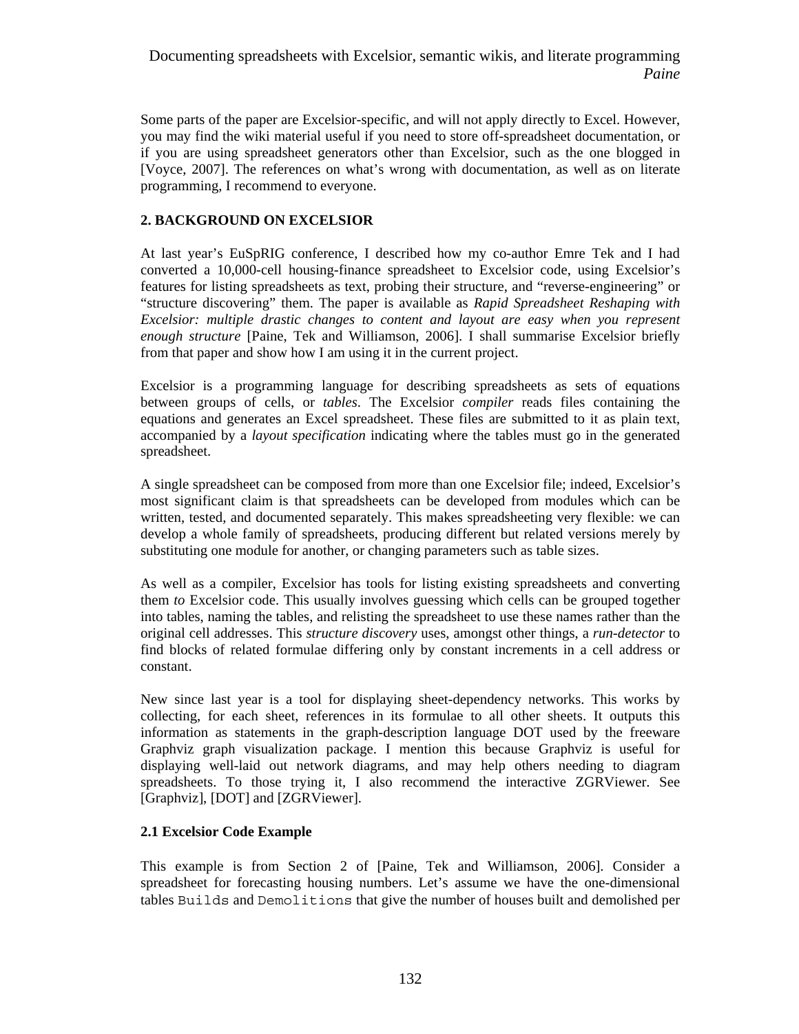Some parts of the paper are Excelsior-specific, and will not apply directly to Excel. However, you may find the wiki material useful if you need to store off-spreadsheet documentation, or if you are using spreadsheet generators other than Excelsior, such as the one blogged in [Voyce, 2007]. The references on what's wrong with documentation, as well as on literate programming, I recommend to everyone.

## 2. BACKGROUND ON EXCELSIOR

At last year's EuSpRIG conference, I described how my co-author Emre Tek and I had converted a 10,000-cell housing-finance spreadsheet to Excelsior code, using Excelsior's features for listing spreadsheets as text, probing their structure, and "reverse-engineering" or "structure discovering" them. The paper is available as *Rapid Spreadsheet Reshaping with Excelsior: multiple drastic changes to content and layout are easy when you represent enough structure* [Paine, Tek and Williamson, 2006]. I shall summarise Excelsior briefly from that paper and show how I am using it in the current project.

Excelsior is a programming language for describing spreadsheets as sets of equations between groups of cells, or *tables*. The Excelsior *compiler* reads files containing the equations and generates an Excel spreadsheet. These files are submitted to it as plain text, accompanied by a *layout specification* indicating where the tables must go in the generated spreadsheet.

A single spreadsheet can be composed from more than one Excelsior file; indeed, Excelsior's most significant claim is that spreadsheets can be developed from modules which can be written, tested, and documented separately. This makes spreadsheeting very flexible: we can develop a whole family of spreadsheets, producing different but related versions merely by substituting one module for another, or changing parameters such as table sizes.

As well as a compiler, Excelsior has tools for listing existing spreadsheets and converting them *to* Excelsior code. This usually involves guessing which cells can be grouped together into tables, naming the tables, and relisting the spreadsheet to use these names rather than the original cell addresses. This *structure discovery* uses, amongst other things, a *run-detector* to find blocks of related formulae differing only by constant increments in a cell address or constant.

New since last year is a tool for displaying sheet-dependency networks. This works by collecting, for each sheet, references in its formulae to all other sheets. It outputs this information as statements in the graph-description language DOT used by the freeware Graphviz graph visualization package. I mention this because Graphviz is useful for displaying well-laid out network diagrams, and may help others needing to diagram spreadsheets. To those trying it, I also recommend the interactive ZGRViewer. See [Graphviz], [DOT] and [ZGRViewer].

### 2.1 Excelsior Code Example

This example is from Section 2 of [Paine, Tek and Williamson, 2006]. Consider a spreadsheet for forecasting housing numbers. Let's assume we have the one-dimensional tables `Builds` and `Demolitions` that give the number of houses built and demolished per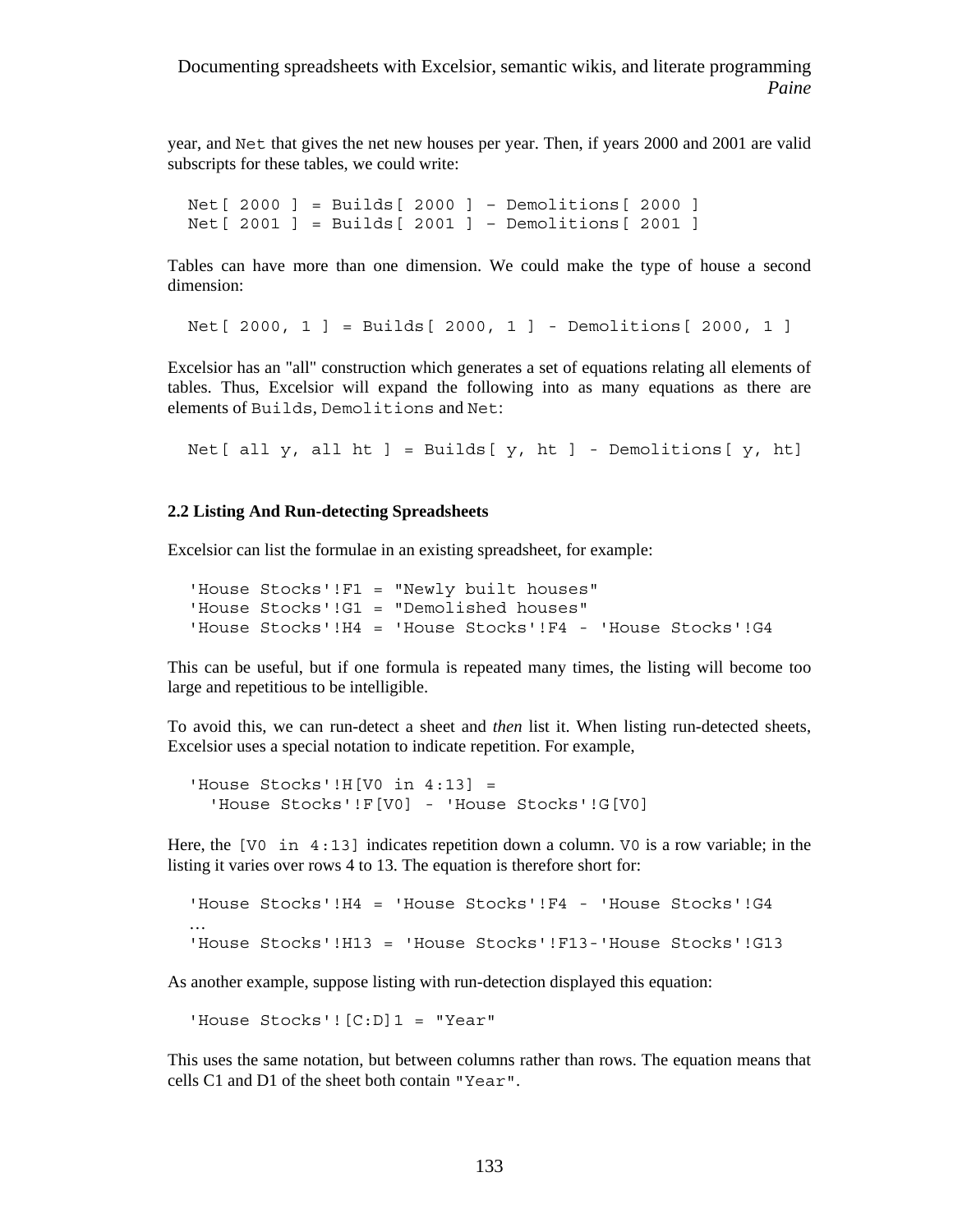year, and `Net` that gives the net new houses per year. Then, if years 2000 and 2001 are valid subscripts for these tables, we could write:

```
Net[ 2000 ] = Builds[ 2000 ] – Demolitions[ 2000 ]
Net[ 2001 ] = Builds[ 2001 ] – Demolitions[ 2001 ]
```

Tables can have more than one dimension. We could make the type of house a second dimension:

```
Net[ 2000, 1 ] = Builds[ 2000, 1 ] - Demolitions[ 2000, 1 ]
```

Excelsior has an "all" construction which generates a set of equations relating all elements of tables. Thus, Excelsior will expand the following into as many equations as there are elements of `Builds`, `Demolitions` and `Net`:

```
Net[ all y, all ht ] = Builds[ y, ht ] - Demolitions[ y, ht]
```

### 2.2 Listing And Run-detecting Spreadsheets

Excelsior can list the formulae in an existing spreadsheet, for example:

```
'House Stocks'!F1 = "Newly built houses"
'House Stocks'!G1 = "Demolished houses"
'House Stocks'!H4 = 'House Stocks'!F4 - 'House Stocks'!G4
```

This can be useful, but if one formula is repeated many times, the listing will become too large and repetitious to be intelligible.

To avoid this, we can run-detect a sheet and *then* list it. When listing run-detected sheets, Excelsior uses a special notation to indicate repetition. For example,

```
'House Stocks'!H[V0 in 4:13] =
  'House Stocks'!F[V0] - 'House Stocks'!G[V0]
```

Here, the `[V0 in 4:13]` indicates repetition down a column. `V0` is a row variable; in the listing it varies over rows 4 to 13. The equation is therefore short for:

```
'House Stocks'!H4 = 'House Stocks'!F4 - 'House Stocks'!G4
…
'House Stocks'!H13 = 'House Stocks'!F13-'House Stocks'!G13
```

As another example, suppose listing with run-detection displayed this equation:

```
'House Stocks'![C:D]1 = "Year"
```

This uses the same notation, but between columns rather than rows. The equation means that cells C1 and D1 of the sheet both contain `"Year"`.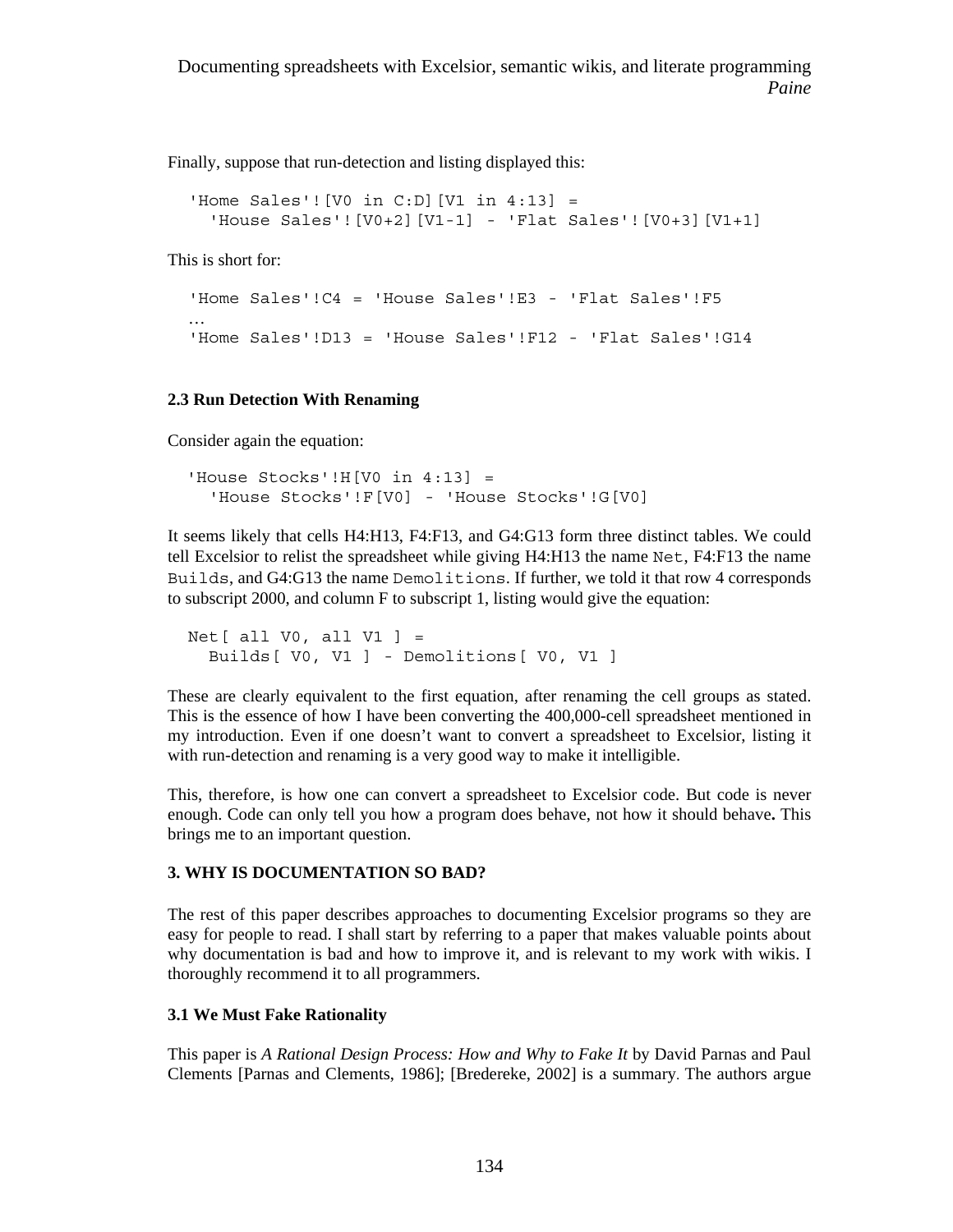Finally, suppose that run-detection and listing displayed this:

```
'Home Sales'![V0 in C:D][V1 in 4:13] =
  'House Sales'![V0+2][V1-1] - 'Flat Sales'![V0+3][V1+1]
```

This is short for:

```
'Home Sales'!C4 = 'House Sales'!E3 - 'Flat Sales'!F5
…
'Home Sales'!D13 = 'House Sales'!F12 - 'Flat Sales'!G14
```

### 2.3 Run Detection With Renaming

Consider again the equation:

```
'House Stocks'!H[V0 in 4:13] =
  'House Stocks'!F[V0] - 'House Stocks'!G[V0]
```

It seems likely that cells H4:H13, F4:F13, and G4:G13 form three distinct tables. We could tell Excelsior to relist the spreadsheet while giving H4:H13 the name `Net`, F4:F13 the name `Builds`, and G4:G13 the name `Demolitions`. If further, we told it that row 4 corresponds to subscript 2000, and column F to subscript 1, listing would give the equation:

```
Net[ all V0, all V1 ] =
  Builds[ V0, V1 ] - Demolitions[ V0, V1 ]
```

These are clearly equivalent to the first equation, after renaming the cell groups as stated. This is the essence of how I have been converting the 400,000-cell spreadsheet mentioned in my introduction. Even if one doesn't want to convert a spreadsheet to Excelsior, listing it with run-detection and renaming is a very good way to make it intelligible.

This, therefore, is how one can convert a spreadsheet to Excelsior code. But code is never enough. Code can only tell you how a program does behave, not how it should behave. This brings me to an important question.

## 3. WHY IS DOCUMENTATION SO BAD?

The rest of this paper describes approaches to documenting Excelsior programs so they are easy for people to read. I shall start by referring to a paper that makes valuable points about why documentation is bad and how to improve it, and is relevant to my work with wikis. I thoroughly recommend it to all programmers.

### 3.1 We Must Fake Rationality

This paper is *A Rational Design Process: How and Why to Fake It* by David Parnas and Paul Clements [Parnas and Clements, 1986]; [Bredereke, 2002] is a summary. The authors argue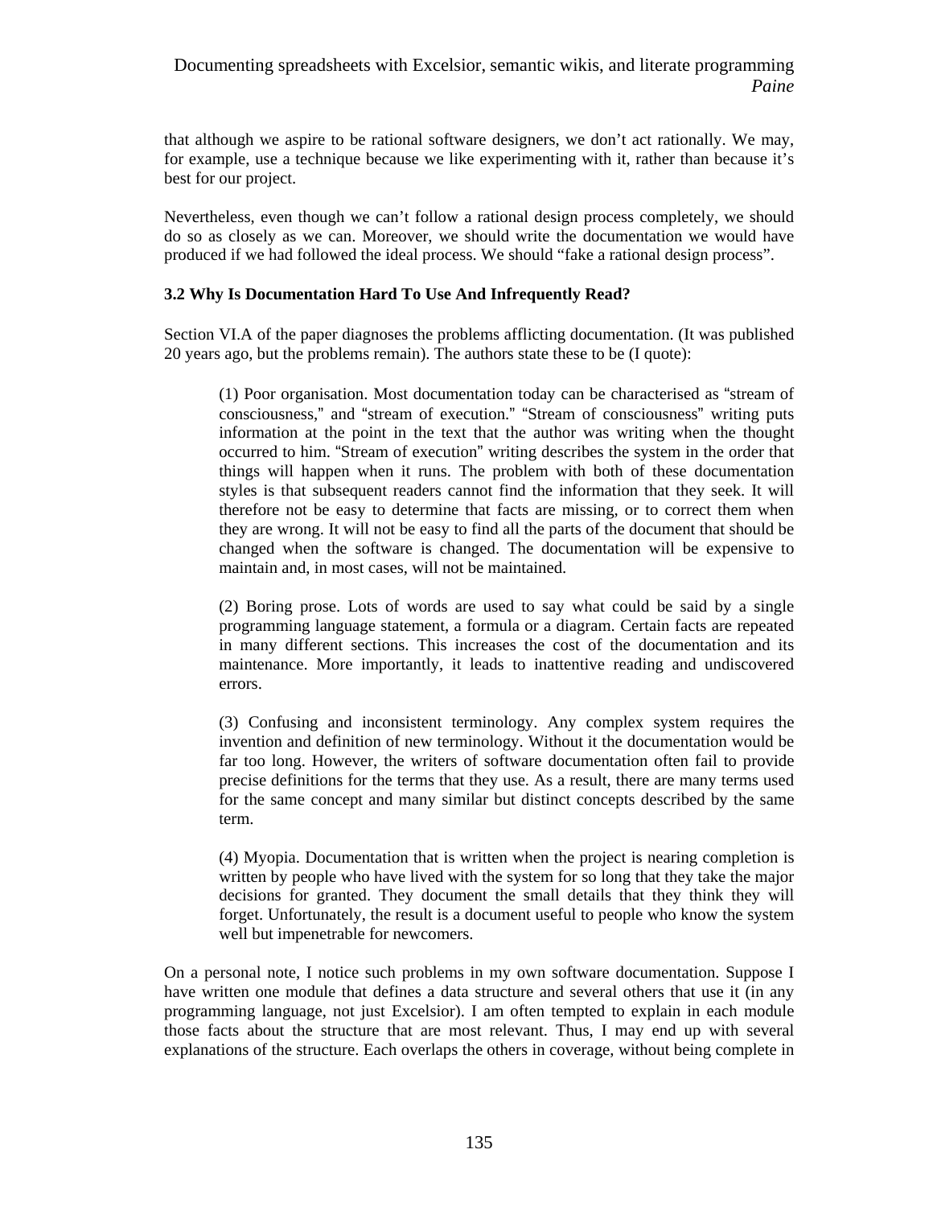that although we aspire to be rational software designers, we don't act rationally. We may, for example, use a technique because we like experimenting with it, rather than because it's best for our project.

Nevertheless, even though we can't follow a rational design process completely, we should do so as closely as we can. Moreover, we should write the documentation we would have produced if we had followed the ideal process. We should "fake a rational design process".

### 3.2 Why Is Documentation Hard To Use And Infrequently Read?

Section VI.A of the paper diagnoses the problems afflicting documentation. (It was published 20 years ago, but the problems remain). The authors state these to be (I quote):

> (1) Poor organisation. Most documentation today can be characterised as "stream of consciousness," and "stream of execution." "Stream of consciousness" writing puts information at the point in the text that the author was writing when the thought occurred to him. "Stream of execution" writing describes the system in the order that things will happen when it runs. The problem with both of these documentation styles is that subsequent readers cannot find the information that they seek. It will therefore not be easy to determine that facts are missing, or to correct them when they are wrong. It will not be easy to find all the parts of the document that should be changed when the software is changed. The documentation will be expensive to maintain and, in most cases, will not be maintained.
>
> (2) Boring prose. Lots of words are used to say what could be said by a single programming language statement, a formula or a diagram. Certain facts are repeated in many different sections. This increases the cost of the documentation and its maintenance. More importantly, it leads to inattentive reading and undiscovered errors.
>
> (3) Confusing and inconsistent terminology. Any complex system requires the invention and definition of new terminology. Without it the documentation would be far too long. However, the writers of software documentation often fail to provide precise definitions for the terms that they use. As a result, there are many terms used for the same concept and many similar but distinct concepts described by the same term.
>
> (4) Myopia. Documentation that is written when the project is nearing completion is written by people who have lived with the system for so long that they take the major decisions for granted. They document the small details that they think they will forget. Unfortunately, the result is a document useful to people who know the system well but impenetrable for newcomers.

On a personal note, I notice such problems in my own software documentation. Suppose I have written one module that defines a data structure and several others that use it (in any programming language, not just Excelsior). I am often tempted to explain in each module those facts about the structure that are most relevant. Thus, I may end up with several explanations of the structure. Each overlaps the others in coverage, without being complete in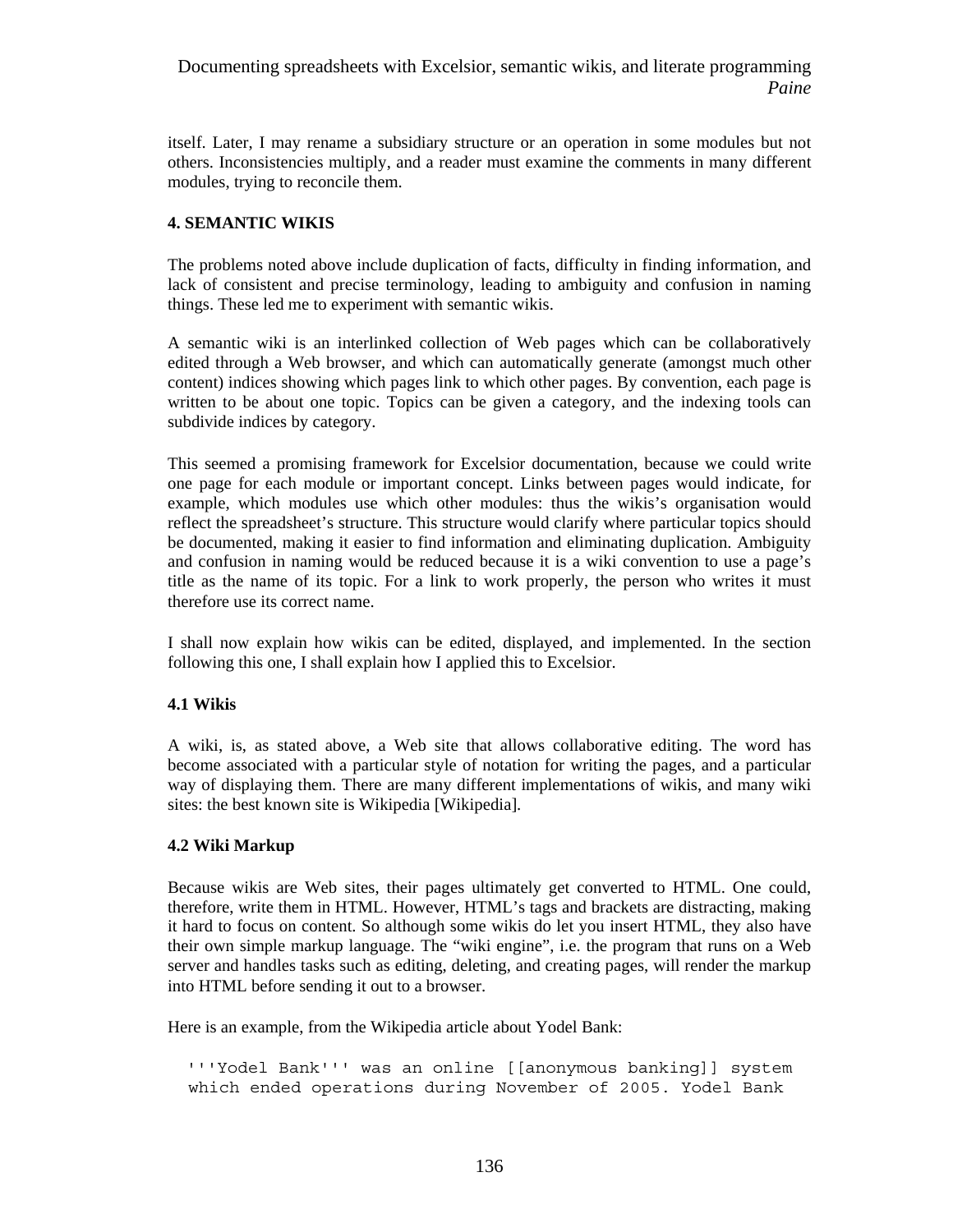itself. Later, I may rename a subsidiary structure or an operation in some modules but not others. Inconsistencies multiply, and a reader must examine the comments in many different modules, trying to reconcile them.

## 4. SEMANTIC WIKIS

The problems noted above include duplication of facts, difficulty in finding information, and lack of consistent and precise terminology, leading to ambiguity and confusion in naming things. These led me to experiment with semantic wikis.

A semantic wiki is an interlinked collection of Web pages which can be collaboratively edited through a Web browser, and which can automatically generate (amongst much other content) indices showing which pages link to which other pages. By convention, each page is written to be about one topic. Topics can be given a category, and the indexing tools can subdivide indices by category.

This seemed a promising framework for Excelsior documentation, because we could write one page for each module or important concept. Links between pages would indicate, for example, which modules use which other modules: thus the wikis's organisation would reflect the spreadsheet's structure. This structure would clarify where particular topics should be documented, making it easier to find information and eliminating duplication. Ambiguity and confusion in naming would be reduced because it is a wiki convention to use a page's title as the name of its topic. For a link to work properly, the person who writes it must therefore use its correct name.

I shall now explain how wikis can be edited, displayed, and implemented. In the section following this one, I shall explain how I applied this to Excelsior.

### 4.1 Wikis

A wiki, is, as stated above, a Web site that allows collaborative editing. The word has become associated with a particular style of notation for writing the pages, and a particular way of displaying them. There are many different implementations of wikis, and many wiki sites: the best known site is Wikipedia [Wikipedia].

### 4.2 Wiki Markup

Because wikis are Web sites, their pages ultimately get converted to HTML. One could, therefore, write them in HTML. However, HTML's tags and brackets are distracting, making it hard to focus on content. So although some wikis do let you insert HTML, they also have their own simple markup language. The "wiki engine", i.e. the program that runs on a Web server and handles tasks such as editing, deleting, and creating pages, will render the markup into HTML before sending it out to a browser.

Here is an example, from the Wikipedia article about Yodel Bank:

```
'''Yodel Bank''' was an online [[anonymous banking]] system
which ended operations during November of 2005. Yodel Bank
```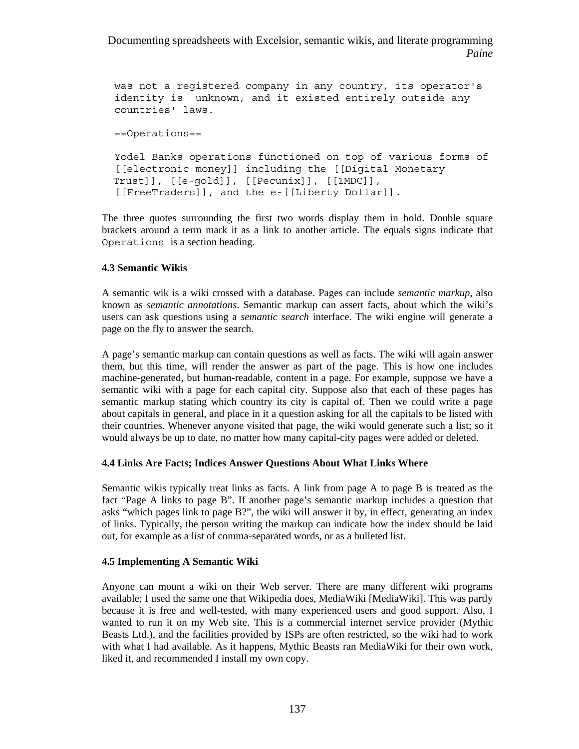```
was not a registered company in any country, its operator's
identity is  unknown, and it existed entirely outside any
countries' laws.

==Operations==

Yodel Banks operations functioned on top of various forms of
[[electronic money]] including the [[Digital Monetary
Trust]], [[e-gold]], [[Pecunix]], [[1MDC]],
[[FreeTraders]], and the e-[[Liberty Dollar]].
```

The three quotes surrounding the first two words display them in bold. Double square brackets around a term mark it as a link to another article. The equals signs indicate that `Operations` is a section heading.

### 4.3 Semantic Wikis

A semantic wik is a wiki crossed with a database. Pages can include *semantic markup*, also known as *semantic annotations*. Semantic markup can assert facts, about which the wiki's users can ask questions using a *semantic search* interface. The wiki engine will generate a page on the fly to answer the search.

A page's semantic markup can contain questions as well as facts. The wiki will again answer them, but this time, will render the answer as part of the page. This is how one includes machine-generated, but human-readable, content in a page. For example, suppose we have a semantic wiki with a page for each capital city. Suppose also that each of these pages has semantic markup stating which country its city is capital of. Then we could write a page about capitals in general, and place in it a question asking for all the capitals to be listed with their countries. Whenever anyone visited that page, the wiki would generate such a list; so it would always be up to date, no matter how many capital-city pages were added or deleted.

### 4.4 Links Are Facts; Indices Answer Questions About What Links Where

Semantic wikis typically treat links as facts. A link from page A to page B is treated as the fact "Page A links to page B". If another page's semantic markup includes a question that asks "which pages link to page B?", the wiki will answer it by, in effect, generating an index of links. Typically, the person writing the markup can indicate how the index should be laid out, for example as a list of comma-separated words, or as a bulleted list.

### 4.5 Implementing A Semantic Wiki

Anyone can mount a wiki on their Web server. There are many different wiki programs available; I used the same one that Wikipedia does, MediaWiki [MediaWiki]. This was partly because it is free and well-tested, with many experienced users and good support. Also, I wanted to run it on my Web site. This is a commercial internet service provider (Mythic Beasts Ltd.), and the facilities provided by ISPs are often restricted, so the wiki had to work with what I had available. As it happens, Mythic Beasts ran MediaWiki for their own work, liked it, and recommended I install my own copy.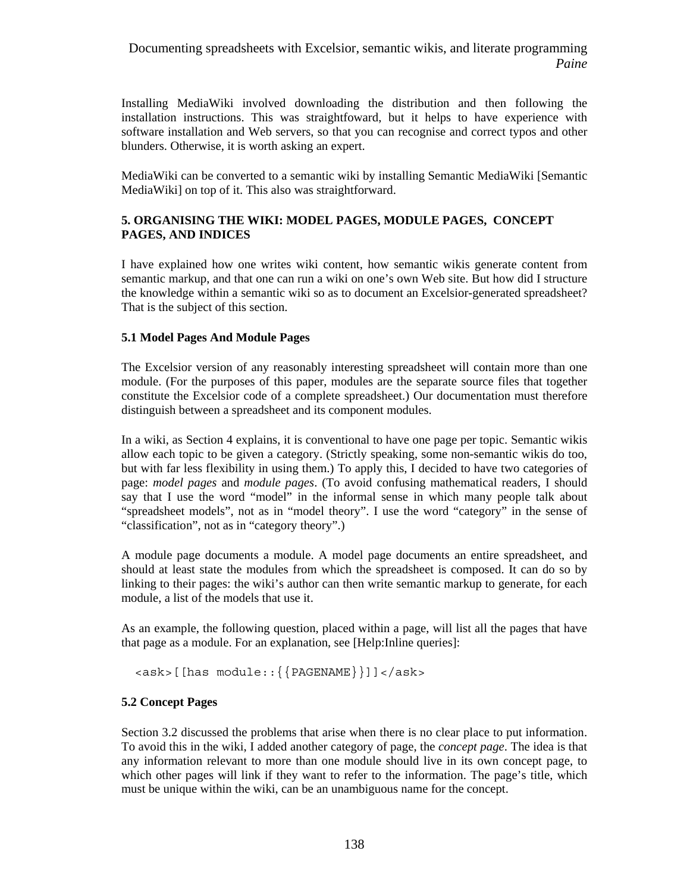Installing MediaWiki involved downloading the distribution and then following the installation instructions. This was straightfoward, but it helps to have experience with software installation and Web servers, so that you can recognise and correct typos and other blunders. Otherwise, it is worth asking an expert.

MediaWiki can be converted to a semantic wiki by installing Semantic MediaWiki [Semantic MediaWiki] on top of it. This also was straightforward.

## 5. ORGANISING THE WIKI: MODEL PAGES, MODULE PAGES, CONCEPT PAGES, AND INDICES

I have explained how one writes wiki content, how semantic wikis generate content from semantic markup, and that one can run a wiki on one's own Web site. But how did I structure the knowledge within a semantic wiki so as to document an Excelsior-generated spreadsheet? That is the subject of this section.

### 5.1 Model Pages And Module Pages

The Excelsior version of any reasonably interesting spreadsheet will contain more than one module. (For the purposes of this paper, modules are the separate source files that together constitute the Excelsior code of a complete spreadsheet.) Our documentation must therefore distinguish between a spreadsheet and its component modules.

In a wiki, as Section 4 explains, it is conventional to have one page per topic. Semantic wikis allow each topic to be given a category. (Strictly speaking, some non-semantic wikis do too, but with far less flexibility in using them.) To apply this, I decided to have two categories of page: *model pages* and *module pages*. (To avoid confusing mathematical readers, I should say that I use the word "model" in the informal sense in which many people talk about "spreadsheet models", not as in "model theory". I use the word "category" in the sense of "classification", not as in "category theory".)

A module page documents a module. A model page documents an entire spreadsheet, and should at least state the modules from which the spreadsheet is composed. It can do so by linking to their pages: the wiki's author can then write semantic markup to generate, for each module, a list of the models that use it.

As an example, the following question, placed within a page, will list all the pages that have that page as a module. For an explanation, see [Help:Inline queries]:

```
<ask>[[has module::{{PAGENAME}}]]</ask>
```

### 5.2 Concept Pages

Section 3.2 discussed the problems that arise when there is no clear place to put information. To avoid this in the wiki, I added another category of page, the *concept page*. The idea is that any information relevant to more than one module should live in its own concept page, to which other pages will link if they want to refer to the information. The page's title, which must be unique within the wiki, can be an unambiguous name for the concept.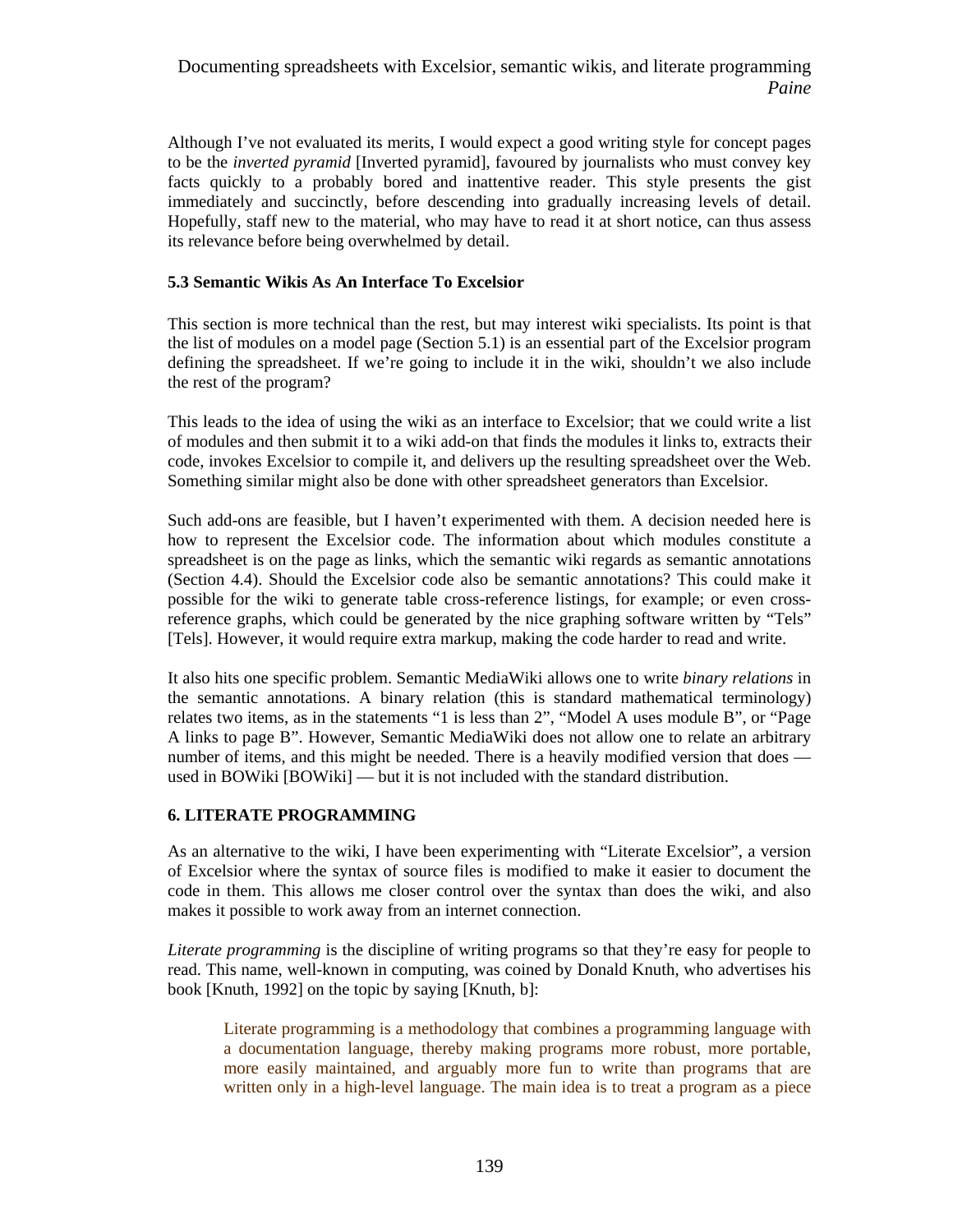Although I've not evaluated its merits, I would expect a good writing style for concept pages to be the *inverted pyramid* [Inverted pyramid], favoured by journalists who must convey key facts quickly to a probably bored and inattentive reader. This style presents the gist immediately and succinctly, before descending into gradually increasing levels of detail. Hopefully, staff new to the material, who may have to read it at short notice, can thus assess its relevance before being overwhelmed by detail.

### 5.3 Semantic Wikis As An Interface To Excelsior

This section is more technical than the rest, but may interest wiki specialists. Its point is that the list of modules on a model page (Section 5.1) is an essential part of the Excelsior program defining the spreadsheet. If we're going to include it in the wiki, shouldn't we also include the rest of the program?

This leads to the idea of using the wiki as an interface to Excelsior; that we could write a list of modules and then submit it to a wiki add-on that finds the modules it links to, extracts their code, invokes Excelsior to compile it, and delivers up the resulting spreadsheet over the Web. Something similar might also be done with other spreadsheet generators than Excelsior.

Such add-ons are feasible, but I haven't experimented with them. A decision needed here is how to represent the Excelsior code. The information about which modules constitute a spreadsheet is on the page as links, which the semantic wiki regards as semantic annotations (Section 4.4). Should the Excelsior code also be semantic annotations? This could make it possible for the wiki to generate table cross-reference listings, for example; or even cross-reference graphs, which could be generated by the nice graphing software written by "Tels" [Tels]. However, it would require extra markup, making the code harder to read and write.

It also hits one specific problem. Semantic MediaWiki allows one to write *binary relations* in the semantic annotations. A binary relation (this is standard mathematical terminology) relates two items, as in the statements "1 is less than 2", "Model A uses module B", or "Page A links to page B". However, Semantic MediaWiki does not allow one to relate an arbitrary number of items, and this might be needed. There is a heavily modified version that does — used in BOWiki [BOWiki] — but it is not included with the standard distribution.

## 6. LITERATE PROGRAMMING

As an alternative to the wiki, I have been experimenting with "Literate Excelsior", a version of Excelsior where the syntax of source files is modified to make it easier to document the code in them. This allows me closer control over the syntax than does the wiki, and also makes it possible to work away from an internet connection.

*Literate programming* is the discipline of writing programs so that they're easy for people to read. This name, well-known in computing, was coined by Donald Knuth, who advertises his book [Knuth, 1992] on the topic by saying [Knuth, b]:

> Literate programming is a methodology that combines a programming language with a documentation language, thereby making programs more robust, more portable, more easily maintained, and arguably more fun to write than programs that are written only in a high-level language. The main idea is to treat a program as a piece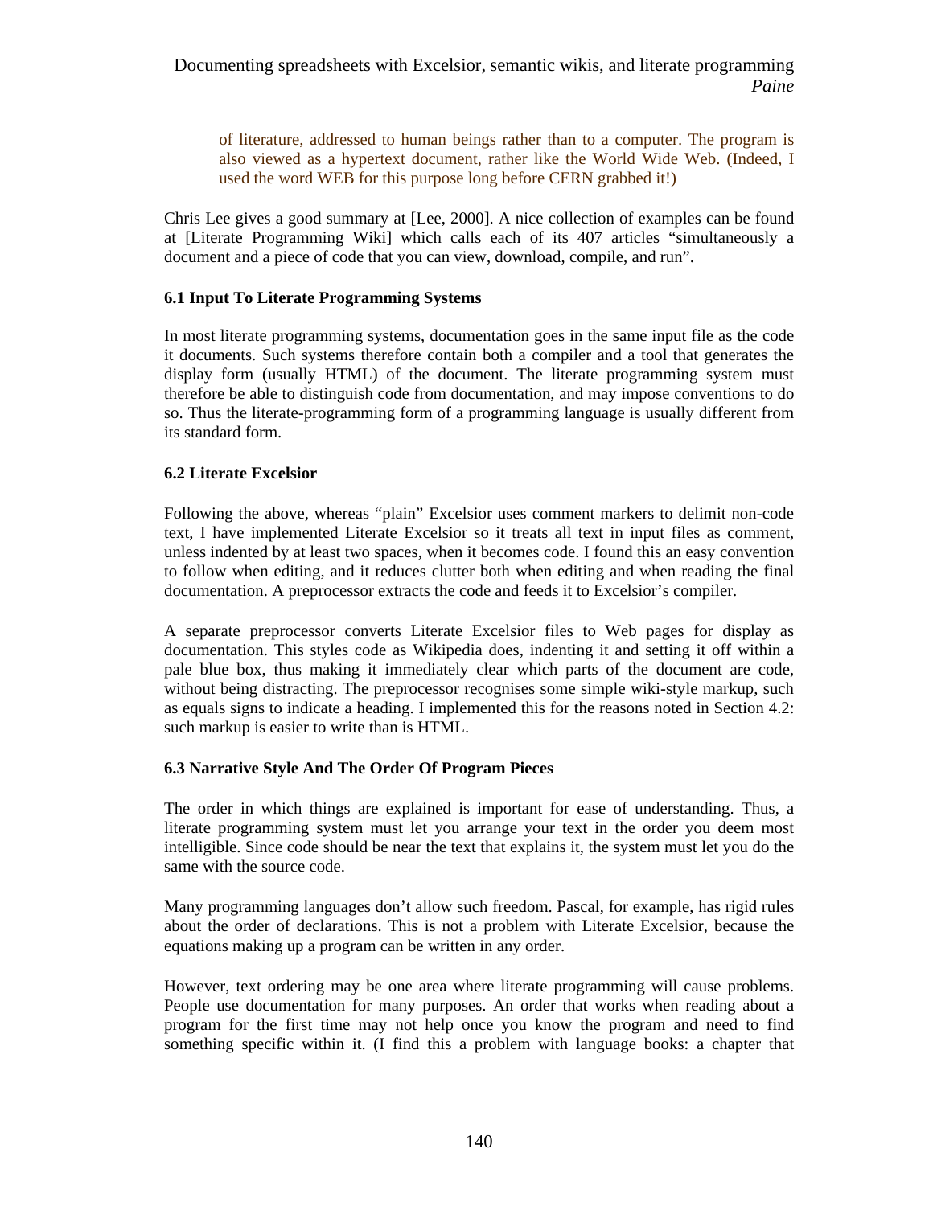> of literature, addressed to human beings rather than to a computer. The program is also viewed as a hypertext document, rather like the World Wide Web. (Indeed, I used the word WEB for this purpose long before CERN grabbed it!)

Chris Lee gives a good summary at [Lee, 2000]. A nice collection of examples can be found at [Literate Programming Wiki] which calls each of its 407 articles "simultaneously a document and a piece of code that you can view, download, compile, and run".

### 6.1 Input To Literate Programming Systems

In most literate programming systems, documentation goes in the same input file as the code it documents. Such systems therefore contain both a compiler and a tool that generates the display form (usually HTML) of the document. The literate programming system must therefore be able to distinguish code from documentation, and may impose conventions to do so. Thus the literate-programming form of a programming language is usually different from its standard form.

### 6.2 Literate Excelsior

Following the above, whereas "plain" Excelsior uses comment markers to delimit non-code text, I have implemented Literate Excelsior so it treats all text in input files as comment, unless indented by at least two spaces, when it becomes code. I found this an easy convention to follow when editing, and it reduces clutter both when editing and when reading the final documentation. A preprocessor extracts the code and feeds it to Excelsior's compiler.

A separate preprocessor converts Literate Excelsior files to Web pages for display as documentation. This styles code as Wikipedia does, indenting it and setting it off within a pale blue box, thus making it immediately clear which parts of the document are code, without being distracting. The preprocessor recognises some simple wiki-style markup, such as equals signs to indicate a heading. I implemented this for the reasons noted in Section 4.2: such markup is easier to write than is HTML.

### 6.3 Narrative Style And The Order Of Program Pieces

The order in which things are explained is important for ease of understanding. Thus, a literate programming system must let you arrange your text in the order you deem most intelligible. Since code should be near the text that explains it, the system must let you do the same with the source code.

Many programming languages don't allow such freedom. Pascal, for example, has rigid rules about the order of declarations. This is not a problem with Literate Excelsior, because the equations making up a program can be written in any order.

However, text ordering may be one area where literate programming will cause problems. People use documentation for many purposes. An order that works when reading about a program for the first time may not help once you know the program and need to find something specific within it. (I find this a problem with language books: a chapter that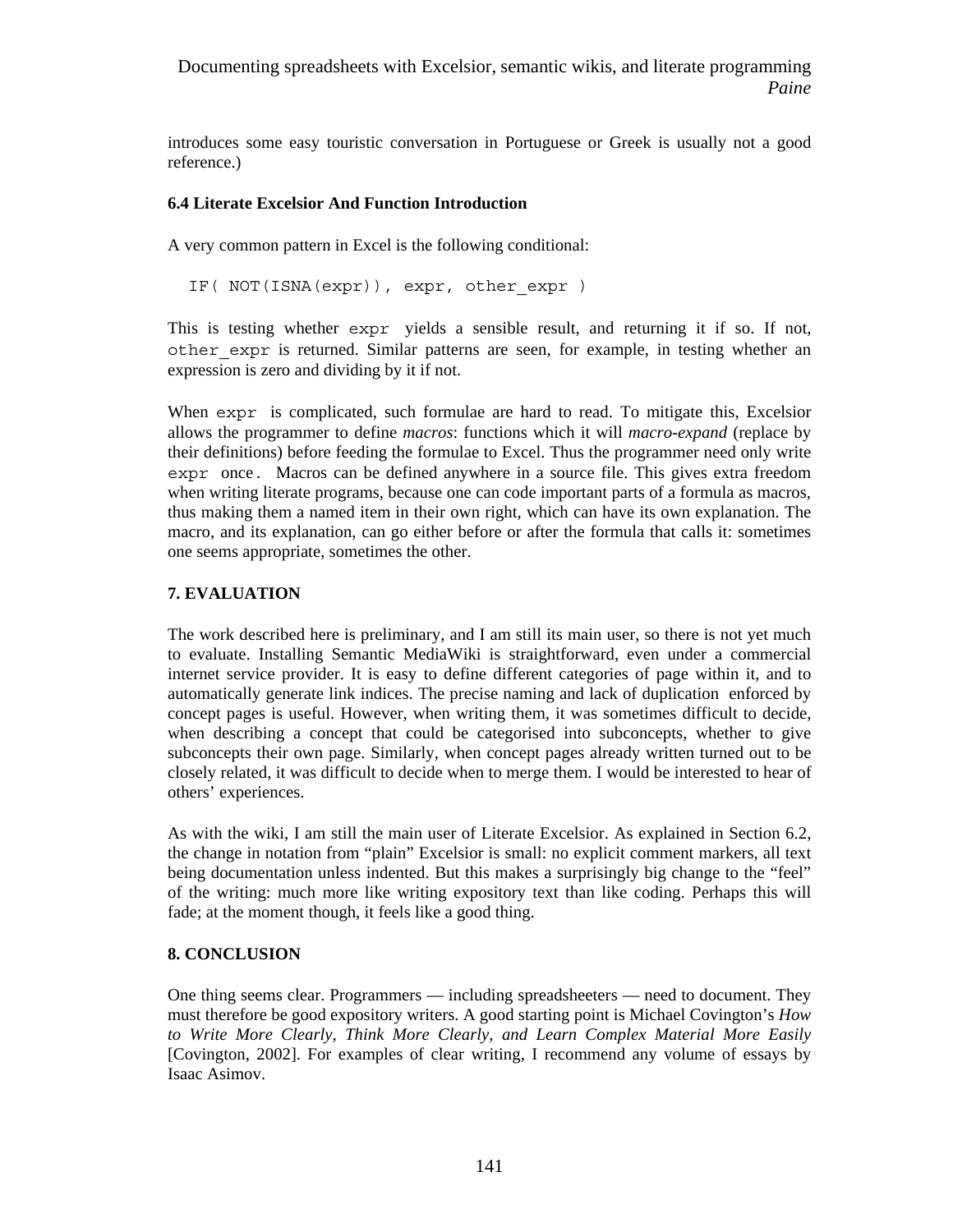introduces some easy touristic conversation in Portuguese or Greek is usually not a good reference.)

### 6.4 Literate Excelsior And Function Introduction

A very common pattern in Excel is the following conditional:

```
IF( NOT(ISNA(expr)), expr, other_expr )
```

This is testing whether `expr` yields a sensible result, and returning it if so. If not, `other_expr` is returned. Similar patterns are seen, for example, in testing whether an expression is zero and dividing by it if not.

When `expr` is complicated, such formulae are hard to read. To mitigate this, Excelsior allows the programmer to define *macros*: functions which it will *macro-expand* (replace by their definitions) before feeding the formulae to Excel. Thus the programmer need only write `expr once.` Macros can be defined anywhere in a source file. This gives extra freedom when writing literate programs, because one can code important parts of a formula as macros, thus making them a named item in their own right, which can have its own explanation. The macro, and its explanation, can go either before or after the formula that calls it: sometimes one seems appropriate, sometimes the other.

## 7. EVALUATION

The work described here is preliminary, and I am still its main user, so there is not yet much to evaluate. Installing Semantic MediaWiki is straightforward, even under a commercial internet service provider. It is easy to define different categories of page within it, and to automatically generate link indices. The precise naming and lack of duplication enforced by concept pages is useful. However, when writing them, it was sometimes difficult to decide, when describing a concept that could be categorised into subconcepts, whether to give subconcepts their own page. Similarly, when concept pages already written turned out to be closely related, it was difficult to decide when to merge them. I would be interested to hear of others' experiences.

As with the wiki, I am still the main user of Literate Excelsior. As explained in Section 6.2, the change in notation from "plain" Excelsior is small: no explicit comment markers, all text being documentation unless indented. But this makes a surprisingly big change to the "feel" of the writing: much more like writing expository text than like coding. Perhaps this will fade; at the moment though, it feels like a good thing.

## 8. CONCLUSION

One thing seems clear. Programmers — including spreadsheeters — need to document. They must therefore be good expository writers. A good starting point is Michael Covington's *How to Write More Clearly, Think More Clearly, and Learn Complex Material More Easily* [Covington, 2002]. For examples of clear writing, I recommend any volume of essays by Isaac Asimov.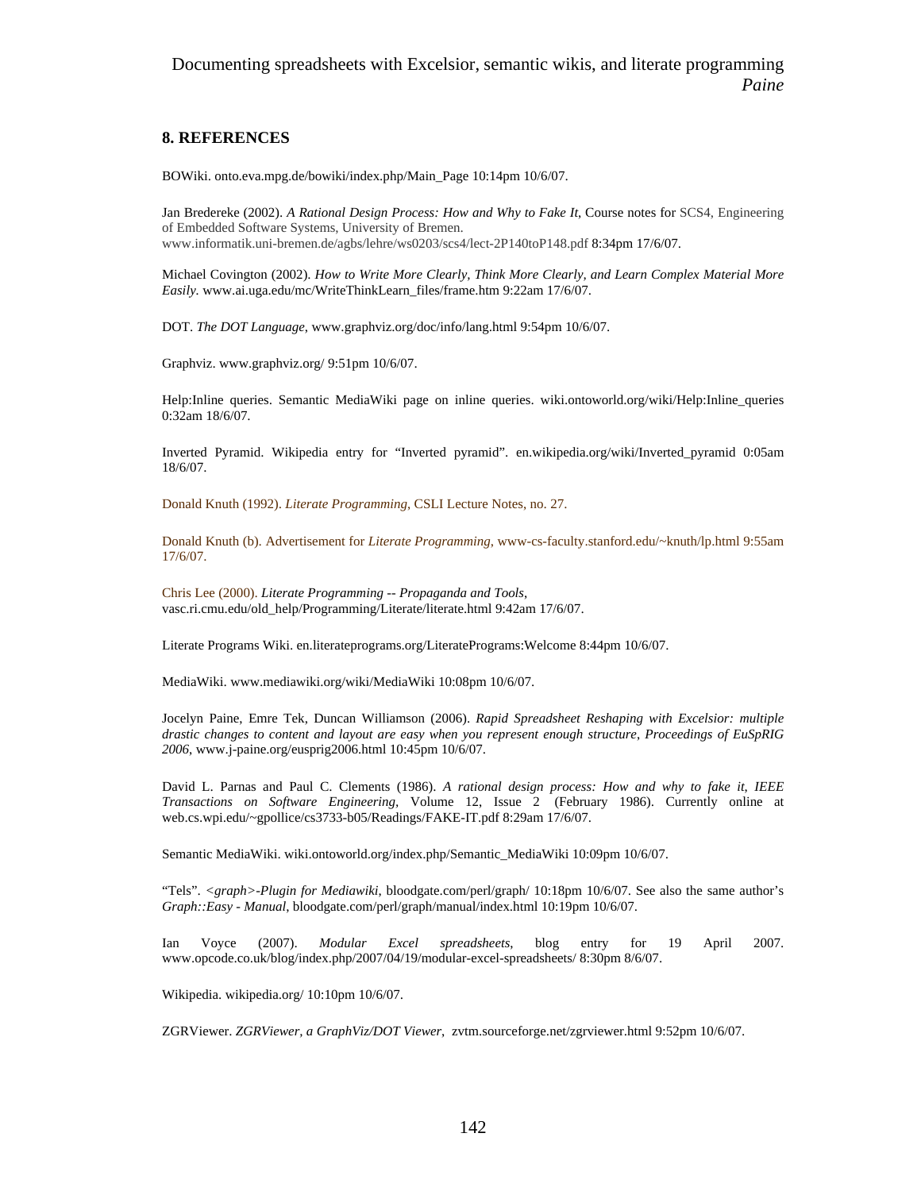## 8. REFERENCES

BOWiki. onto.eva.mpg.de/bowiki/index.php/Main_Page 10:14pm 10/6/07.

Jan Bredereke (2002). *A Rational Design Process: How and Why to Fake It*, Course notes for SCS4, Engineering of Embedded Software Systems, University of Bremen. www.informatik.uni-bremen.de/agbs/lehre/ws0203/scs4/lect-2P140toP148.pdf 8:34pm 17/6/07.

Michael Covington (2002). *How to Write More Clearly, Think More Clearly, and Learn Complex Material More Easily.* www.ai.uga.edu/mc/WriteThinkLearn_files/frame.htm 9:22am 17/6/07.

DOT. *The DOT Language*, www.graphviz.org/doc/info/lang.html 9:54pm 10/6/07.

Graphviz. www.graphviz.org/ 9:51pm 10/6/07.

Help:Inline queries. Semantic MediaWiki page on inline queries. wiki.ontoworld.org/wiki/Help:Inline_queries 0:32am 18/6/07.

Inverted Pyramid. Wikipedia entry for "Inverted pyramid". en.wikipedia.org/wiki/Inverted_pyramid 0:05am 18/6/07.

Donald Knuth (1992). *Literate Programming*, CSLI Lecture Notes, no. 27.

Donald Knuth (b). Advertisement for *Literate Programming*, www-cs-faculty.stanford.edu/~knuth/lp.html 9:55am 17/6/07.

Chris Lee (2000). *Literate Programming -- Propaganda and Tools*, vasc.ri.cmu.edu/old_help/Programming/Literate/literate.html 9:42am 17/6/07.

Literate Programs Wiki. en.literateprograms.org/LiteratePrograms:Welcome 8:44pm 10/6/07.

MediaWiki. www.mediawiki.org/wiki/MediaWiki 10:08pm 10/6/07.

Jocelyn Paine, Emre Tek, Duncan Williamson (2006). *Rapid Spreadsheet Reshaping with Excelsior: multiple drastic changes to content and layout are easy when you represent enough structure*, *Proceedings of EuSpRIG 2006*, www.j-paine.org/eusprig2006.html 10:45pm 10/6/07.

David L. Parnas and Paul C. Clements (1986). *A rational design process: How and why to fake it*, *IEEE Transactions on Software Engineering*, Volume 12, Issue 2 (February 1986). Currently online at web.cs.wpi.edu/~gpollice/cs3733-b05/Readings/FAKE-IT.pdf 8:29am 17/6/07.

Semantic MediaWiki. wiki.ontoworld.org/index.php/Semantic_MediaWiki 10:09pm 10/6/07.

"Tels". *<graph>-Plugin for Mediawiki*, bloodgate.com/perl/graph/ 10:18pm 10/6/07. See also the same author's *Graph::Easy - Manual*, bloodgate.com/perl/graph/manual/index.html 10:19pm 10/6/07.

Ian Voyce (2007). *Modular Excel spreadsheets*, blog entry for 19 April 2007. www.opcode.co.uk/blog/index.php/2007/04/19/modular-excel-spreadsheets/ 8:30pm 8/6/07.

Wikipedia. wikipedia.org/ 10:10pm 10/6/07.

ZGRViewer. *ZGRViewer, a GraphViz/DOT Viewer*, zvtm.sourceforge.net/zgrviewer.html 9:52pm 10/6/07.